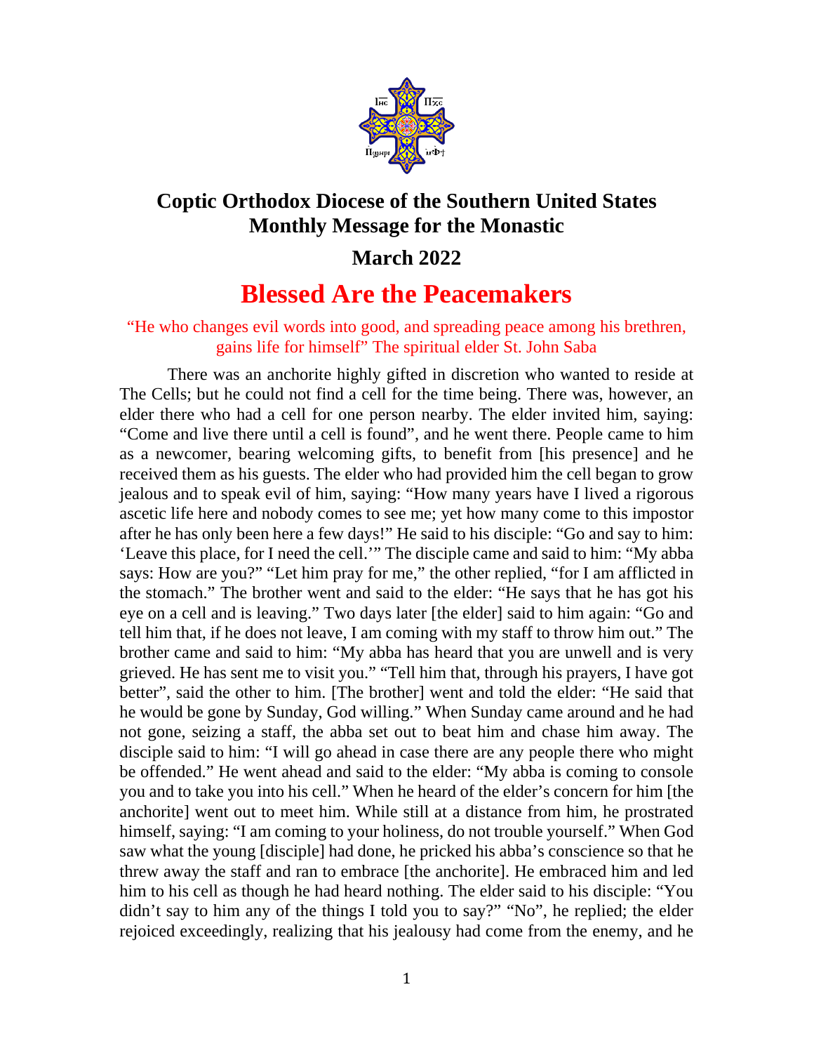# Coptic Orthodox Diocese of the Southern United States

## Monthly Message for the Monastic

## March 2022

# Blessed Are the Peacemakers

"He who changes evil words into good, and spreading peace among his brethren, gains life for himself" The spiritual elder St. John Saba

There was an anchorite highly gifted in discretion who wanted to reside at The Cells; but he could not find a cell for the time being. There was, however, an elder there who had a cell for one person nearby. The elder invited him, saying: "Come and live there until a cell is found", and he went there. People came to him as a newcomer, bearing welcoming gifts, to benefit from [his presence] and he received them as his guests. The elder who had provided him the cell began to grow jealous and to speak evil of him, saying: "How many years have I lived a rigorous ascetic life here and nobody comes to see me; yet how many come to this impostor after he has only been here a few days!" He said to his disciple: "Go and say to him: 'Leave this place, for I need the cell.'" The disciple came and said to him: "My abba says: How are you?" "Let him pray for me," the other replied, "for I am afflicted in the stomach." The brother went and said to the elder: "He says that he has got his eye on a cell and is leaving." Two days later [the elder] said to him again: "Go and tell him that, if he does not leave, I am coming with my staff to throw him out." The brother came and said to him: "My abba has heard that you are unwell and is very grieved. He has sent me to visit you." "Tell him that, through his prayers, I have got better", said the other to him. [The brother] went and told the elder: "He said that he would be gone by Sunday, God willing." When Sunday came around and he had not gone, seizing a staff, the abba set out to beat him and chase him away. The disciple said to him: "I will go ahead in case there are any people there who might be offended." He went ahead and said to the elder: "My abba is coming to console you and to take you into his cell." When he heard of the elder's concern for him [the anchorite] went out to meet him. While still at a distance from him, he prostrated himself, saying: "I am coming to your holiness, do not trouble yourself." When God saw what the young [disciple] had done, he pricked his abba's conscience so that he threw away the staff and ran to embrace [the anchorite]. He embraced him and led him to his cell as though he had heard nothing. The elder said to his disciple: "You didn't say to him any of the things I told you to say?" "No", he replied; the elder rejoiced exceedingly, realizing that his jealousy had come from the enemy, and he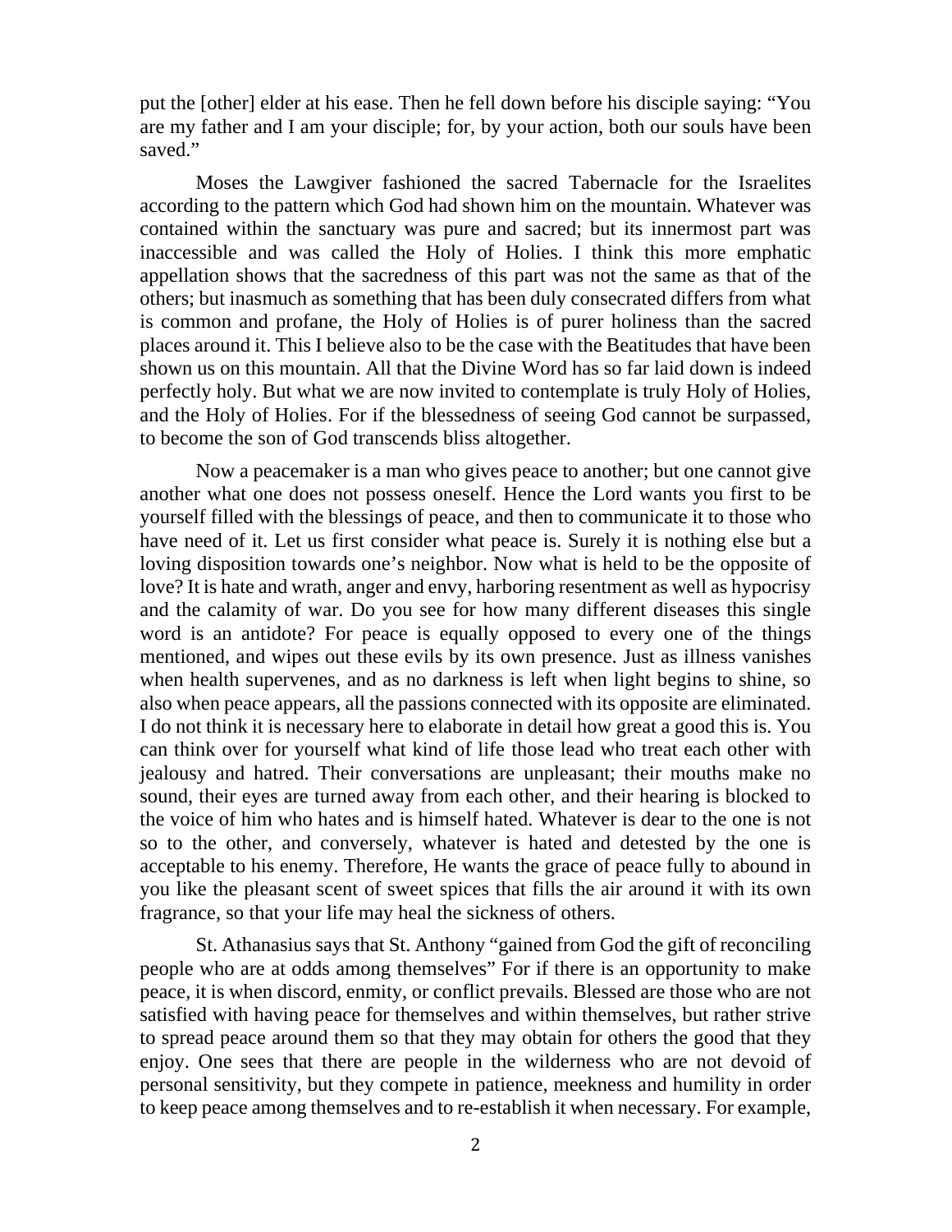put the [other] elder at his ease. Then he fell down before his disciple saying: "You are my father and I am your disciple; for, by your action, both our souls have been saved."

Moses the Lawgiver fashioned the sacred Tabernacle for the Israelites according to the pattern which God had shown him on the mountain. Whatever was contained within the sanctuary was pure and sacred; but its innermost part was inaccessible and was called the Holy of Holies. I think this more emphatic appellation shows that the sacredness of this part was not the same as that of the others; but inasmuch as something that has been duly consecrated differs from what is common and profane, the Holy of Holies is of purer holiness than the sacred places around it. This I believe also to be the case with the Beatitudes that have been shown us on this mountain. All that the Divine Word has so far laid down is indeed perfectly holy. But what we are now invited to contemplate is truly Holy of Holies, and the Holy of Holies. For if the blessedness of seeing God cannot be surpassed, to become the son of God transcends bliss altogether.

Now a peacemaker is a man who gives peace to another; but one cannot give another what one does not possess oneself. Hence the Lord wants you first to be yourself filled with the blessings of peace, and then to communicate it to those who have need of it. Let us first consider what peace is. Surely it is nothing else but a loving disposition towards one's neighbor. Now what is held to be the opposite of love? It is hate and wrath, anger and envy, harboring resentment as well as hypocrisy and the calamity of war. Do you see for how many different diseases this single word is an antidote? For peace is equally opposed to every one of the things mentioned, and wipes out these evils by its own presence. Just as illness vanishes when health supervenes, and as no darkness is left when light begins to shine, so also when peace appears, all the passions connected with its opposite are eliminated. I do not think it is necessary here to elaborate in detail how great a good this is. You can think over for yourself what kind of life those lead who treat each other with jealousy and hatred. Their conversations are unpleasant; their mouths make no sound, their eyes are turned away from each other, and their hearing is blocked to the voice of him who hates and is himself hated. Whatever is dear to the one is not so to the other, and conversely, whatever is hated and detested by the one is acceptable to his enemy. Therefore, He wants the grace of peace fully to abound in you like the pleasant scent of sweet spices that fills the air around it with its own fragrance, so that your life may heal the sickness of others.

St. Athanasius says that St. Anthony "gained from God the gift of reconciling people who are at odds among themselves" For if there is an opportunity to make peace, it is when discord, enmity, or conflict prevails. Blessed are those who are not satisfied with having peace for themselves and within themselves, but rather strive to spread peace around them so that they may obtain for others the good that they enjoy. One sees that there are people in the wilderness who are not devoid of personal sensitivity, but they compete in patience, meekness and humility in order to keep peace among themselves and to re-establish it when necessary. For example,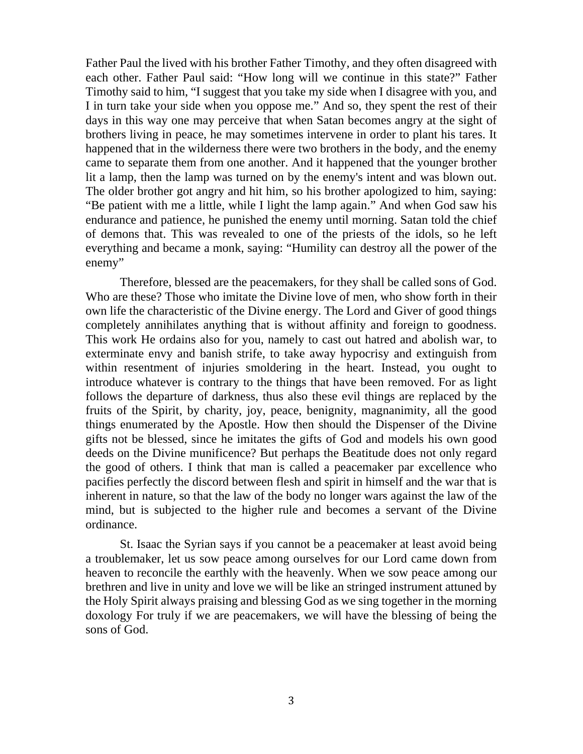Father Paul the lived with his brother Father Timothy, and they often disagreed with each other. Father Paul said: “How long will we continue in this state?” Father Timothy said to him, “I suggest that you take my side when I disagree with you, and I in turn take your side when you oppose me.” And so, they spent the rest of their days in this way one may perceive that when Satan becomes angry at the sight of brothers living in peace, he may sometimes intervene in order to plant his tares. It happened that in the wilderness there were two brothers in the body, and the enemy came to separate them from one another. And it happened that the younger brother lit a lamp, then the lamp was turned on by the enemy's intent and was blown out. The older brother got angry and hit him, so his brother apologized to him, saying: “Be patient with me a little, while I light the lamp again.” And when God saw his endurance and patience, he punished the enemy until morning. Satan told the chief of demons that. This was revealed to one of the priests of the idols, so he left everything and became a monk, saying: “Humility can destroy all the power of the enemy”

Therefore, blessed are the peacemakers, for they shall be called sons of God. Who are these? Those who imitate the Divine love of men, who show forth in their own life the characteristic of the Divine energy. The Lord and Giver of good things completely annihilates anything that is without affinity and foreign to goodness. This work He ordains also for you, namely to cast out hatred and abolish war, to exterminate envy and banish strife, to take away hypocrisy and extinguish from within resentment of injuries smoldering in the heart. Instead, you ought to introduce whatever is contrary to the things that have been removed. For as light follows the departure of darkness, thus also these evil things are replaced by the fruits of the Spirit, by charity, joy, peace, benignity, magnanimity, all the good things enumerated by the Apostle. How then should the Dispenser of the Divine gifts not be blessed, since he imitates the gifts of God and models his own good deeds on the Divine munificence? But perhaps the Beatitude does not only regard the good of others. I think that man is called a peacemaker par excellence who pacifies perfectly the discord between flesh and spirit in himself and the war that is inherent in nature, so that the law of the body no longer wars against the law of the mind, but is subjected to the higher rule and becomes a servant of the Divine ordinance.

St. Isaac the Syrian says if you cannot be a peacemaker at least avoid being a troublemaker, let us sow peace among ourselves for our Lord came down from heaven to reconcile the earthly with the heavenly. When we sow peace among our brethren and live in unity and love we will be like an stringed instrument attuned by the Holy Spirit always praising and blessing God as we sing together in the morning doxology For truly if we are peacemakers, we will have the blessing of being the sons of God.